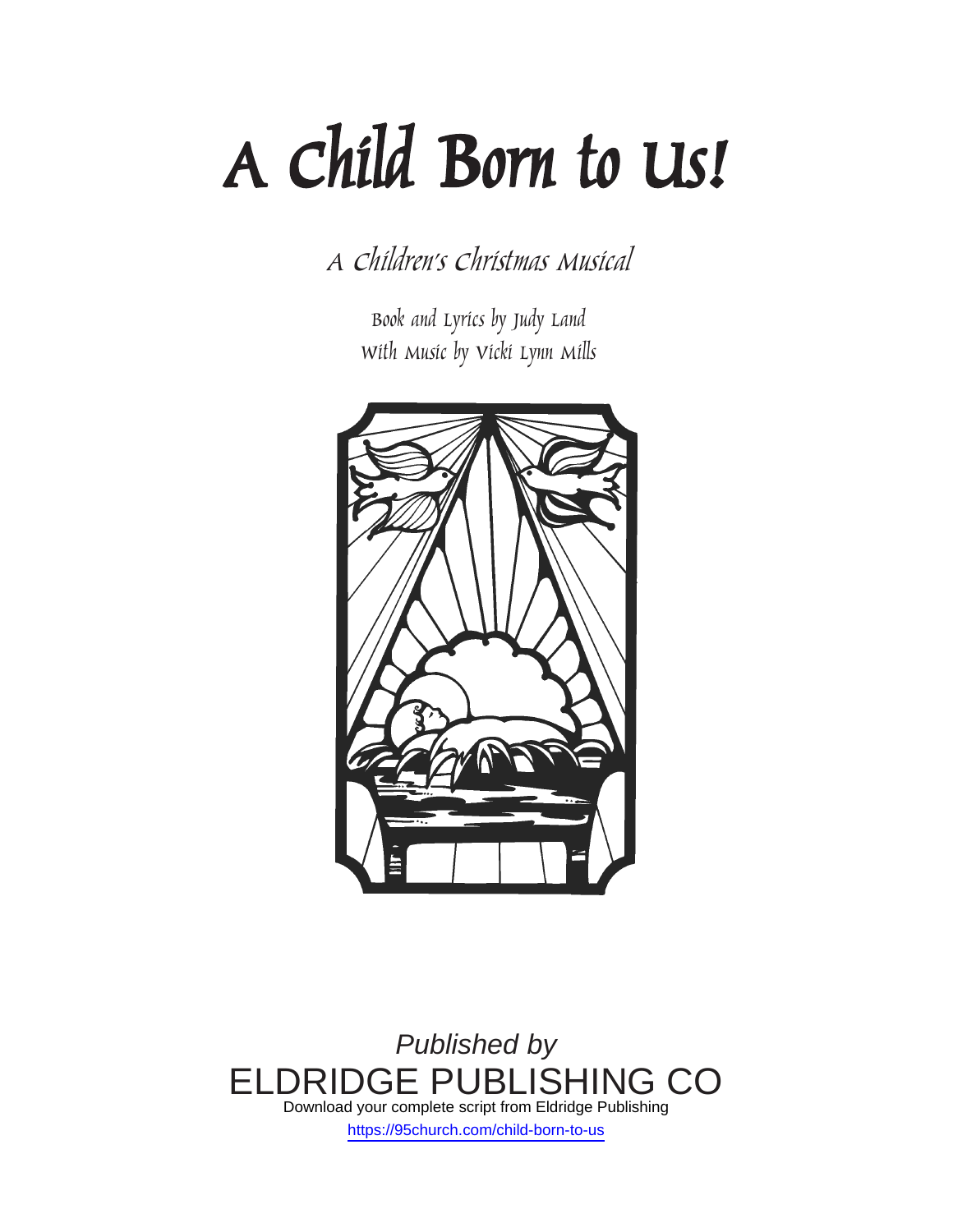# A Child Born to Us!

*A Children's Christmas Musical*

Book and Lyrics by Judy Land
With Music by Vicki Lynn Mills

*Published by*
ELDRIDGE PUBLISHING CO
Download your complete script from Eldridge Publishing
https://95church.com/child-born-to-us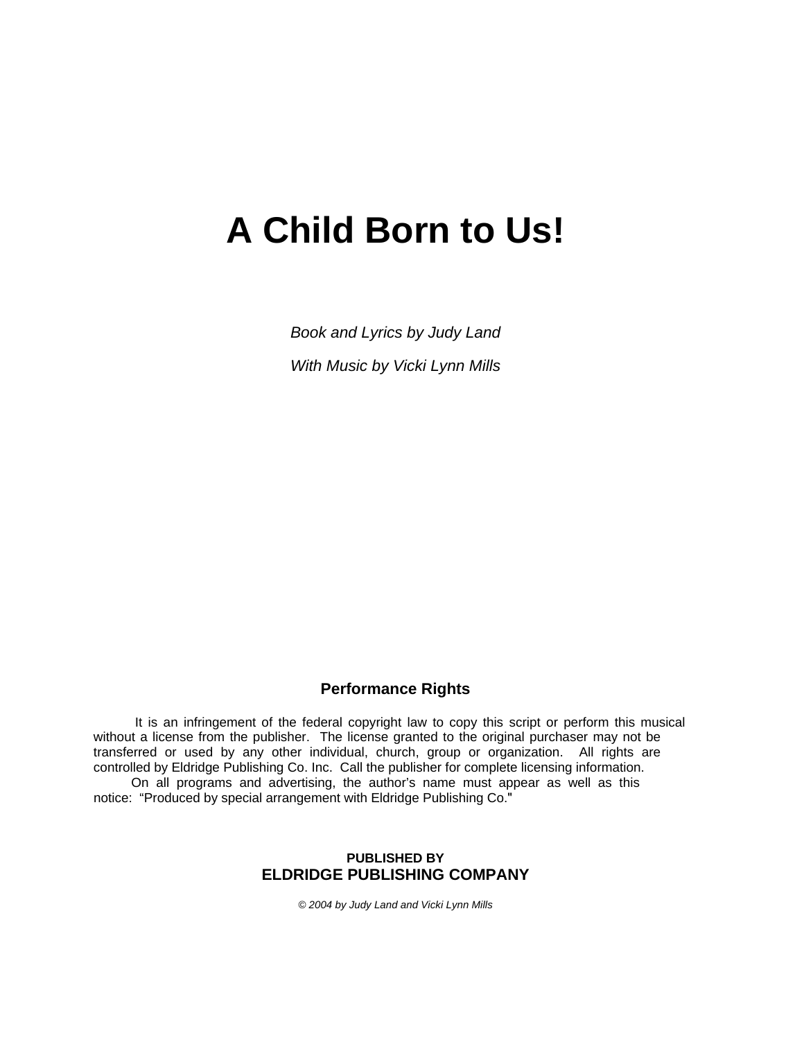# A Child Born to Us!

*Book and Lyrics by Judy Land*

*With Music by Vicki Lynn Mills*

## Performance Rights

It is an infringement of the federal copyright law to copy this script or perform this musical without a license from the publisher. The license granted to the original purchaser may not be transferred or used by any other individual, church, group or organization. All rights are controlled by Eldridge Publishing Co. Inc. Call the publisher for complete licensing information.

On all programs and advertising, the author's name must appear as well as this notice: "Produced by special arrangement with Eldridge Publishing Co."

**PUBLISHED BY**
**ELDRIDGE PUBLISHING COMPANY**

*© 2004 by Judy Land and Vicki Lynn Mills*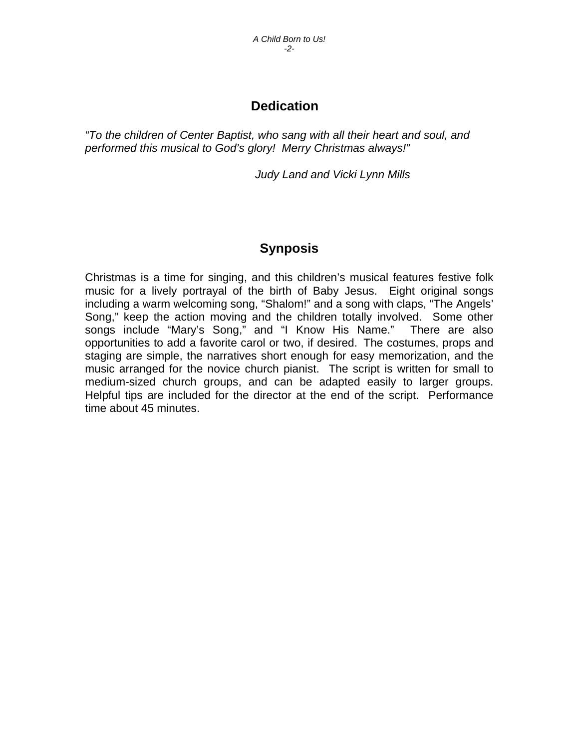## Dedication

*"To the children of Center Baptist, who sang with all their heart and soul, and performed this musical to God's glory! Merry Christmas always!"*

*Judy Land and Vicki Lynn Mills*

## Synposis

Christmas is a time for singing, and this children's musical features festive folk music for a lively portrayal of the birth of Baby Jesus. Eight original songs including a warm welcoming song, "Shalom!" and a song with claps, "The Angels' Song," keep the action moving and the children totally involved. Some other songs include "Mary's Song," and "I Know His Name." There are also opportunities to add a favorite carol or two, if desired. The costumes, props and staging are simple, the narratives short enough for easy memorization, and the music arranged for the novice church pianist. The script is written for small to medium-sized church groups, and can be adapted easily to larger groups. Helpful tips are included for the director at the end of the script. Performance time about 45 minutes.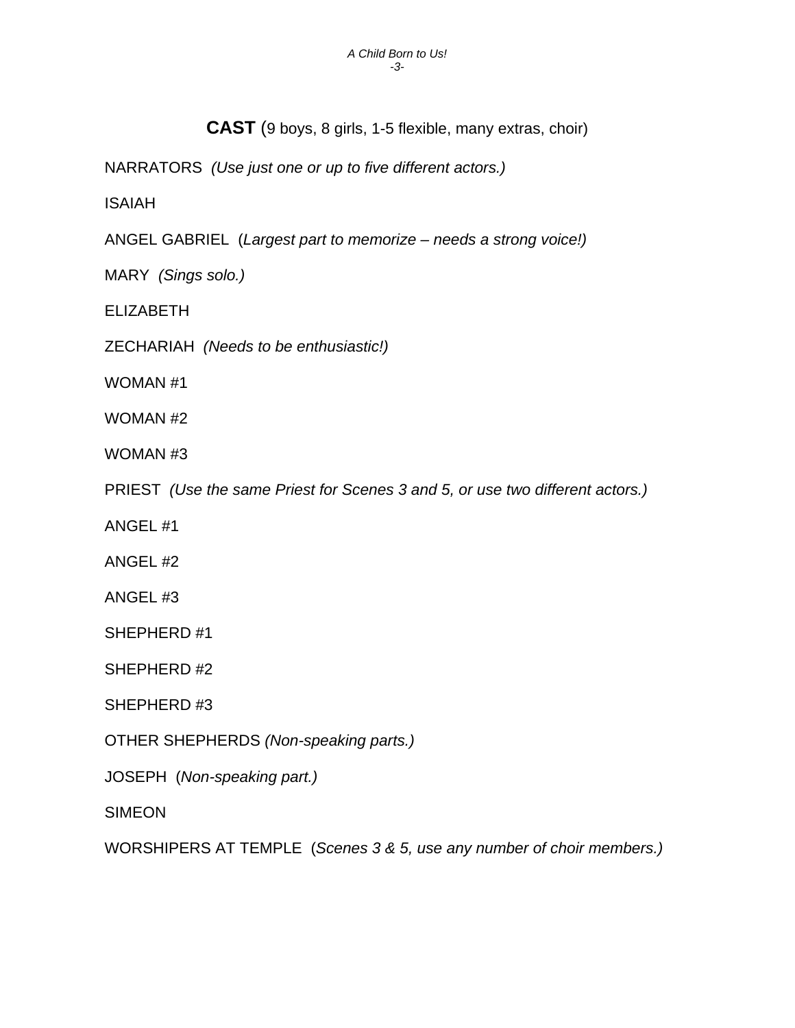## **CAST** (9 boys, 8 girls, 1-5 flexible, many extras, choir)

NARRATORS *(Use just one or up to five different actors.)*

ISAIAH

ANGEL GABRIEL (*Largest part to memorize – needs a strong voice!)*

MARY *(Sings solo.)*

ELIZABETH

ZECHARIAH *(Needs to be enthusiastic!)*

WOMAN #1

WOMAN #2

WOMAN #3

PRIEST *(Use the same Priest for Scenes 3 and 5, or use two different actors.)*

ANGEL #1

ANGEL #2

ANGEL #3

SHEPHERD #1

SHEPHERD #2

SHEPHERD #3

OTHER SHEPHERDS *(Non-speaking parts.)*

JOSEPH (*Non-speaking part.)*

SIMEON

WORSHIPERS AT TEMPLE (*Scenes 3 & 5, use any number of choir members.)*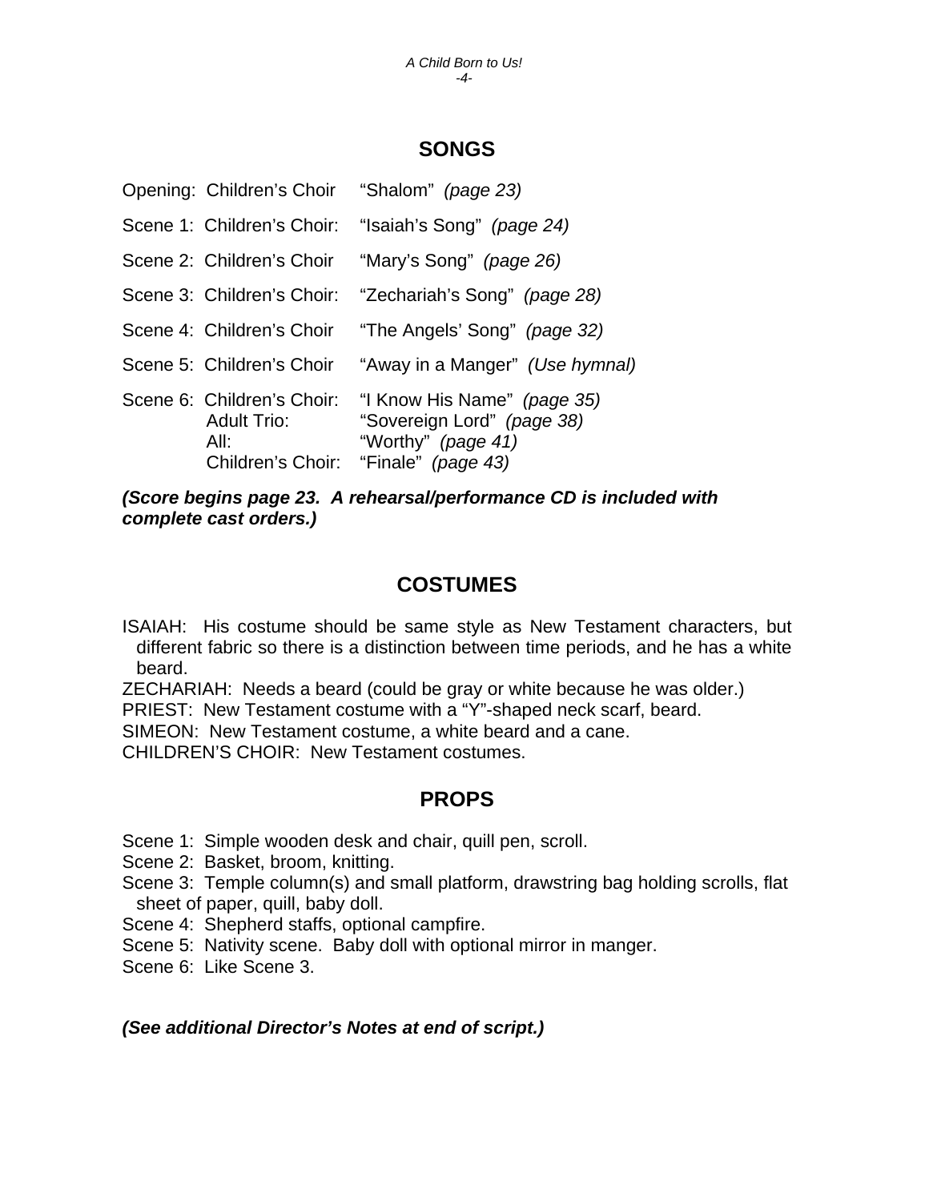## SONGS

| | | |
|---|---|---|
| Opening: | Children's Choir | "Shalom" *(page 23)* |
| Scene 1: | Children's Choir: | "Isaiah's Song" *(page 24)* |
| Scene 2: | Children's Choir | "Mary's Song" *(page 26)* |
| Scene 3: | Children's Choir: | "Zechariah's Song" *(page 28)* |
| Scene 4: | Children's Choir | "The Angels' Song" *(page 32)* |
| Scene 5: | Children's Choir | "Away in a Manger" *(Use hymnal)* |
| Scene 6: | Children's Choir: | "I Know His Name" *(page 35)* |
| | Adult Trio: | "Sovereign Lord" *(page 38)* |
| | All: | "Worthy" *(page 41)* |
| | Children's Choir: | "Finale" *(page 43)* |

***(Score begins page 23. A rehearsal/performance CD is included with complete cast orders.)***

## COSTUMES

ISAIAH: His costume should be same style as New Testament characters, but different fabric so there is a distinction between time periods, and he has a white beard.

ZECHARIAH: Needs a beard (could be gray or white because he was older.)

PRIEST: New Testament costume with a "Y"-shaped neck scarf, beard.

SIMEON: New Testament costume, a white beard and a cane.

CHILDREN'S CHOIR: New Testament costumes.

## PROPS

Scene 1: Simple wooden desk and chair, quill pen, scroll.

Scene 2: Basket, broom, knitting.

Scene 3: Temple column(s) and small platform, drawstring bag holding scrolls, flat sheet of paper, quill, baby doll.

Scene 4: Shepherd staffs, optional campfire.

Scene 5: Nativity scene. Baby doll with optional mirror in manger.

Scene 6: Like Scene 3.

***(See additional Director's Notes at end of script.)***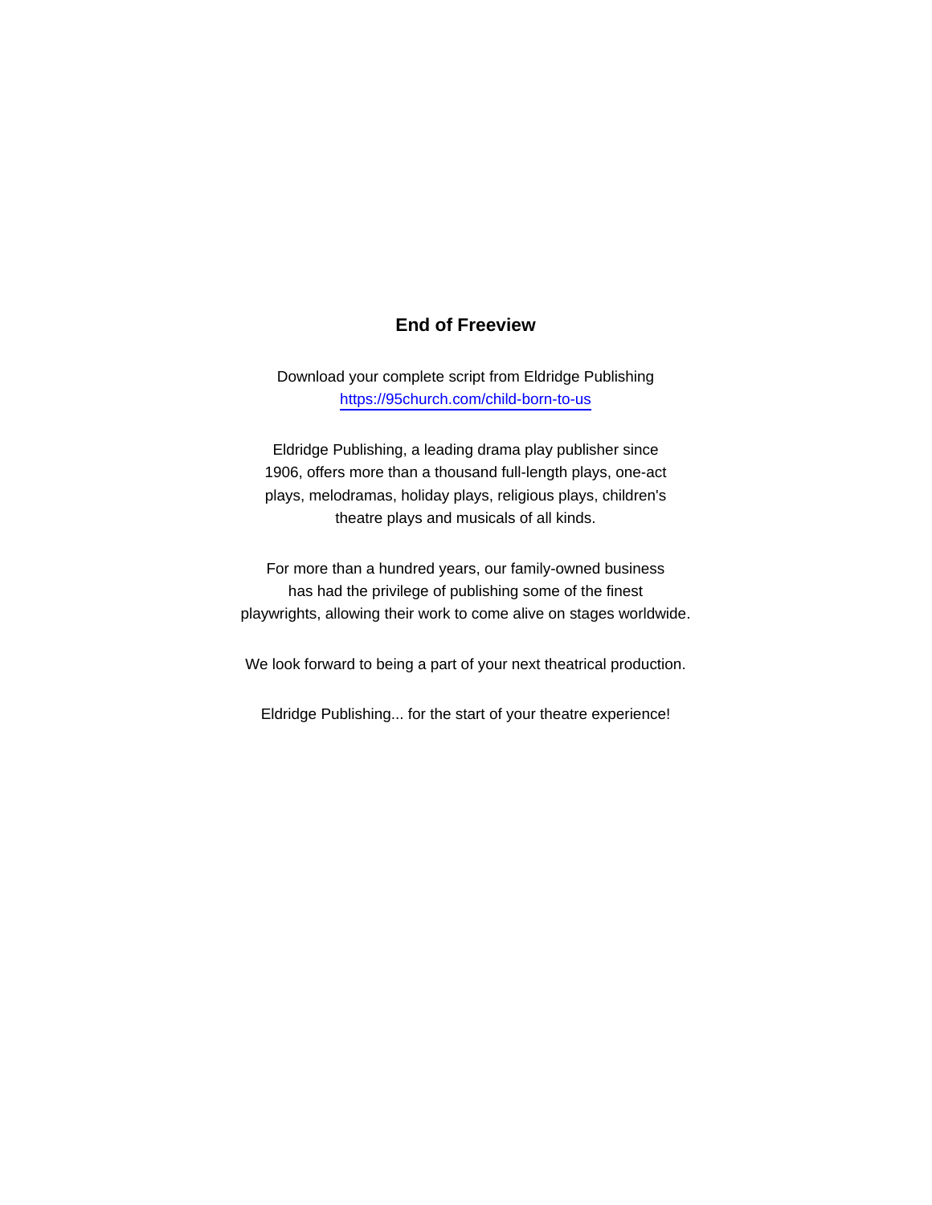## End of Freeview

Download your complete script from Eldridge Publishing
https://95church.com/child-born-to-us

Eldridge Publishing, a leading drama play publisher since 1906, offers more than a thousand full-length plays, one-act plays, melodramas, holiday plays, religious plays, children's theatre plays and musicals of all kinds.

For more than a hundred years, our family-owned business has had the privilege of publishing some of the finest playwrights, allowing their work to come alive on stages worldwide.

We look forward to being a part of your next theatrical production.

Eldridge Publishing... for the start of your theatre experience!